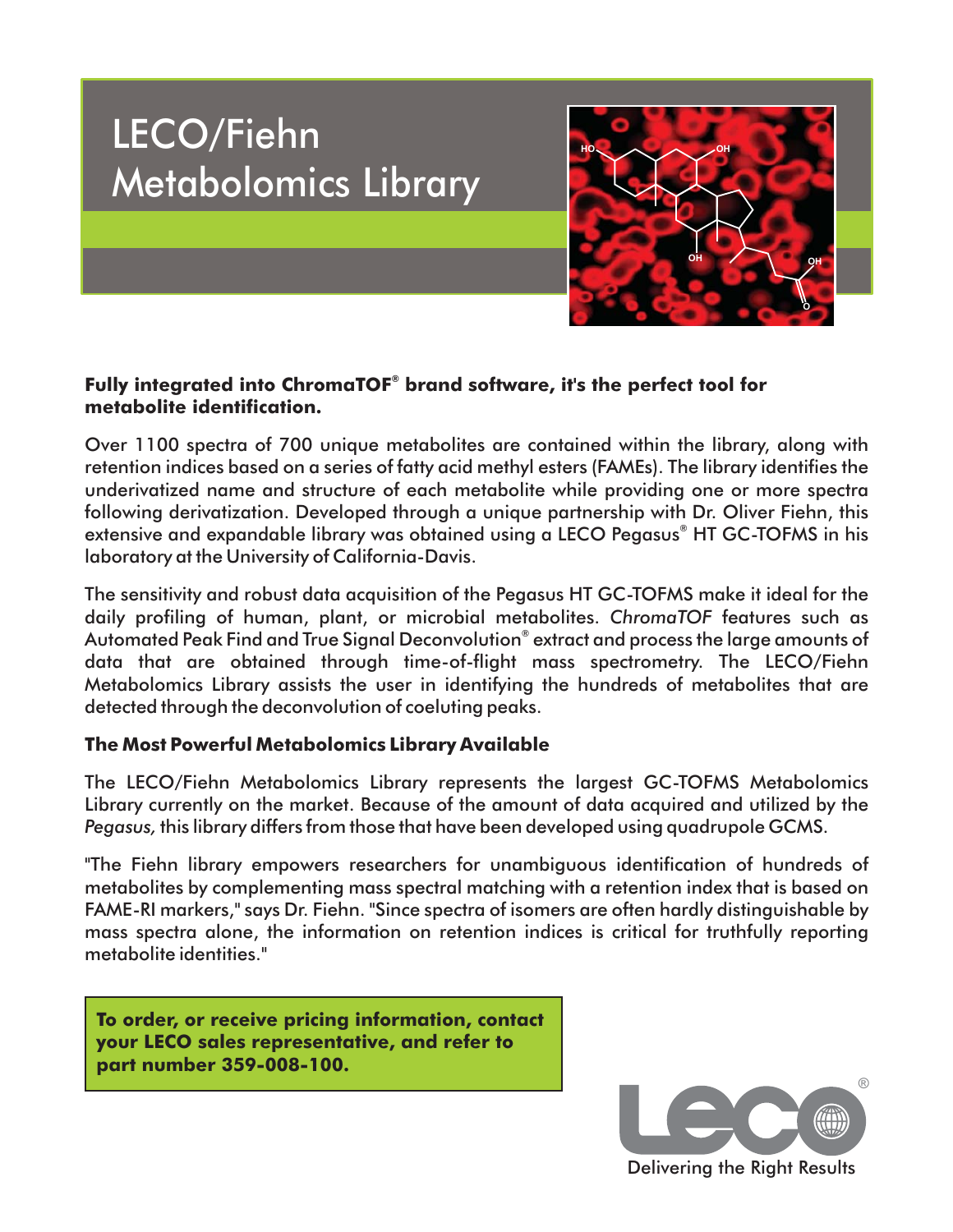# LECO/Fiehn Metabolomics Library

**Fully integrated into ChromaTOF® brand software, it's the perfect tool for metabolite identification.**

Over 1100 spectra of 700 unique metabolites are contained within the library, along with retention indices based on a series of fatty acid methyl esters (FAMEs). The library identifies the underivatized name and structure of each metabolite while providing one or more spectra following derivatization. Developed through a unique partnership with Dr. Oliver Fiehn, this extensive and expandable library was obtained using a LECO Pegasus® HT GC-TOFMS in his laboratory at the University of California-Davis.

The sensitivity and robust data acquisition of the Pegasus HT GC-TOFMS make it ideal for the daily profiling of human, plant, or microbial metabolites. *ChromaTOF* features such as Automated Peak Find and True Signal Deconvolution® extract and process the large amounts of data that are obtained through time-of-flight mass spectrometry. The LECO/Fiehn Metabolomics Library assists the user in identifying the hundreds of metabolites that are detected through the deconvolution of coeluting peaks.

### The Most Powerful Metabolomics Library Available

The LECO/Fiehn Metabolomics Library represents the largest GC-TOFMS Metabolomics Library currently on the market. Because of the amount of data acquired and utilized by the *Pegasus,* this library differs from those that have been developed using quadrupole GCMS.

"The Fiehn library empowers researchers for unambiguous identification of hundreds of metabolites by complementing mass spectral matching with a retention index that is based on FAME-RI markers," says Dr. Fiehn. "Since spectra of isomers are often hardly distinguishable by mass spectra alone, the information on retention indices is critical for truthfully reporting metabolite identities."

**To order, or receive pricing information, contact your LECO sales representative, and refer to part number 359-008-100.**

LECO®

Delivering the Right Results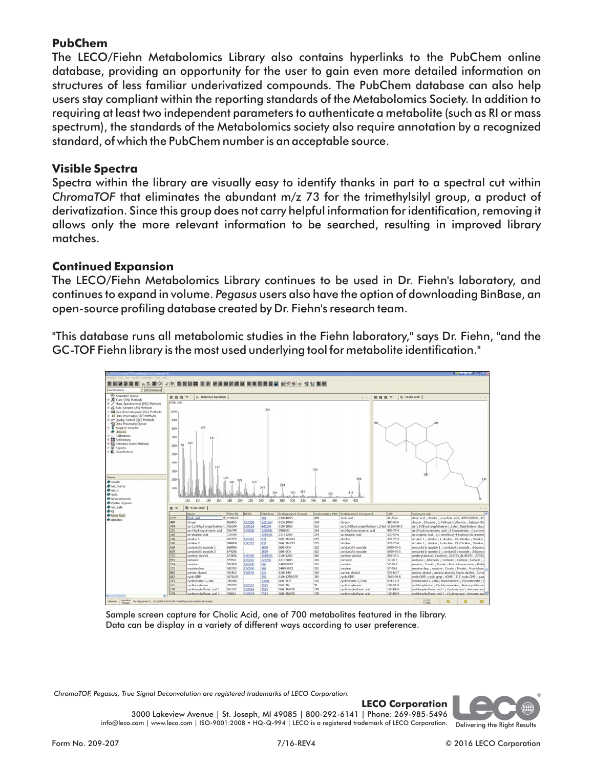### PubChem

The LECO/Fiehn Metabolomics Library also contains hyperlinks to the PubChem online database, providing an opportunity for the user to gain even more detailed information on structures of less familiar underivatized compounds. The PubChem database can also help users stay compliant within the reporting standards of the Metabolomics Society. In addition to requiring at least two independent parameters to authenticate a metabolite (such as RI or mass spectrum), the standards of the Metabolomics society also require annotation by a recognized standard, of which the PubChem number is an acceptable source.

### Visible Spectra

Spectra within the library are visually easy to identify thanks in part to a spectral cut within *ChromaTOF* that eliminates the abundant m/z 73 for the trimethylsilyl group, a product of derivatization. Since this group does not carry helpful information for identification, removing it allows only the more relevant information to be searched, resulting in improved library matches.

### Continued Expansion

The LECO/Fiehn Metabolomics Library continues to be used in Dr. Fiehn's laboratory, and continues to expand in volume. *Pegasus* users also have the option of downloading BinBase, an open-source profiling database created by Dr. Fiehn's research team.

"This database runs all metabolomic studies in the Fiehn laboratory," says Dr. Fiehn, "and the GC-TOF Fiehn library is the most used underlying tool for metabolite identification."

Sample screen capture for Cholic Acid, one of 700 metabolites featured in the library. Data can be display in a variety of different ways according to user preference.

*ChromaTOF, Pegasus, True Signal Deconvolution are registered trademarks of LECO Corporation.*

**LECO Corporation**
3000 Lakeview Avenue | St. Joseph, MI 49085 | 800-292-6141 | Phone: 269-985-5496
info@leco.com | www.leco.com | ISO-9001:2008 • HQ-Q-994 | LECO is a registered trademark of LECO Corporation.

Delivering the Right Results

Form No. 209-207 7/16-REV4 © 2016 LECO Corporation